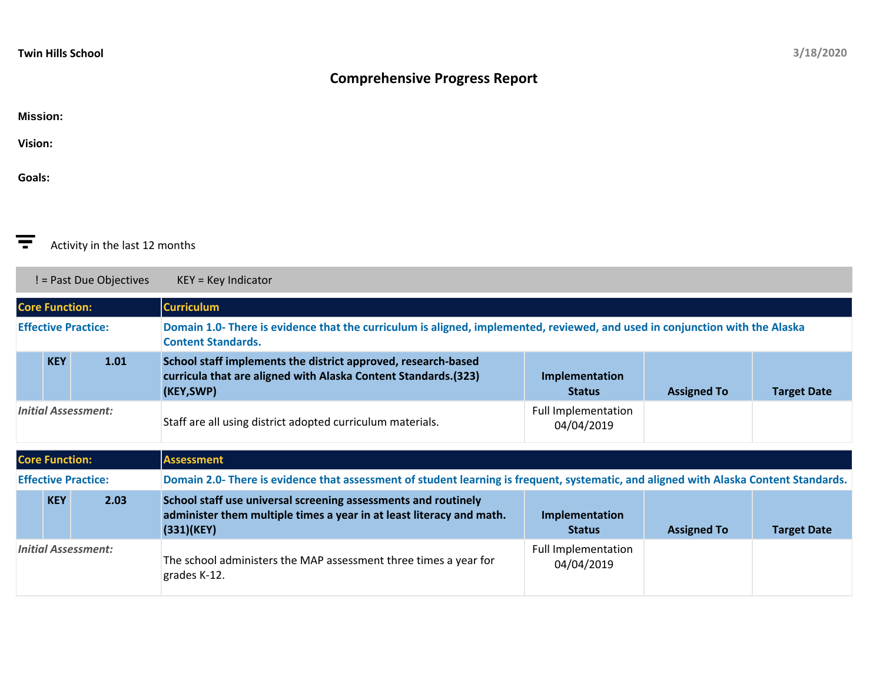**Twin Hills School** 3/18/2020

# Comprehensive Progress Report

**Mission:**

**Vision:**

**Goals:**

Activity in the last 12 months

! = Past Due Objectives KEY = Key Indicator

| Core Function: | | | Curriculum | | | |
|---|---|---|---|---|---|---|
| **Effective Practice:** | | | **Domain 1.0- There is evidence that the curriculum is aligned, implemented, reviewed, and used in conjunction with the Alaska Content Standards.** | | | |
| | **KEY** | **1.01** | **School staff implements the district approved, research-based curricula that are aligned with Alaska Content Standards.(323)(KEY,SWP)** | **Implementation Status** | **Assigned To** | **Target Date** |
| *Initial Assessment:* | | | Staff are all using district adopted curriculum materials. | Full Implementation 04/04/2019 | | |

| Core Function: | | | Assessment | | | |
|---|---|---|---|---|---|---|
| **Effective Practice:** | | | **Domain 2.0- There is evidence that assessment of student learning is frequent, systematic, and aligned with Alaska Content Standards.** | | | |
| | **KEY** | **2.03** | **School staff use universal screening assessments and routinely administer them multiple times a year in at least literacy and math.(331)(KEY)** | **Implementation Status** | **Assigned To** | **Target Date** |
| *Initial Assessment:* | | | The school administers the MAP assessment three times a year for grades K-12. | Full Implementation 04/04/2019 | | |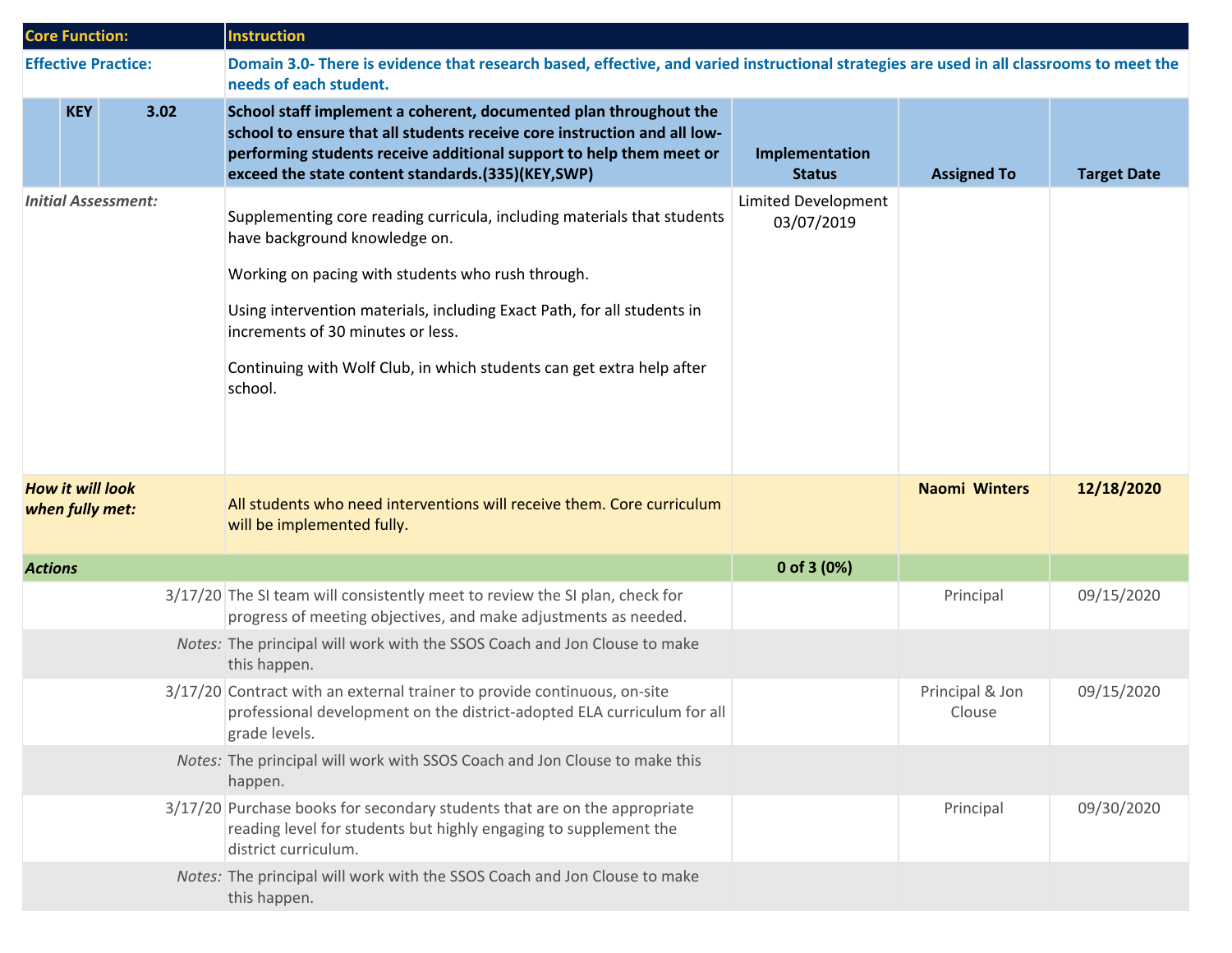| Core Function: | | | Instruction | | | |
|---|---|---|---|---|---|---|
| **Effective Practice:** | | | **Domain 3.0- There is evidence that research based, effective, and varied instructional strategies are used in all classrooms to meet the needs of each student.** | | | |
| | **KEY** | **3.02** | **School staff implement a coherent, documented plan throughout the school to ensure that all students receive core instruction and all low-performing students receive additional support to help them meet or exceed the state content standards.(335)(KEY,SWP)** | **Implementation Status** | **Assigned To** | **Target Date** |
| *Initial Assessment:* | | | Supplementing core reading curricula, including materials that students have background knowledge on.<br><br>Working on pacing with students who rush through.<br><br>Using intervention materials, including Exact Path, for all students in increments of 30 minutes or less.<br><br>Continuing with Wolf Club, in which students can get extra help after school. | Limited Development 03/07/2019 | | |
| ***How it will look when fully met:*** | | | All students who need interventions will receive them. Core curriculum will be implemented fully. | | **Naomi Winters** | **12/18/2020** |
| ***Actions*** | | | | **0 of 3 (0%)** | | |
| | | 3/17/20 | The SI team will consistently meet to review the SI plan, check for progress of meeting objectives, and make adjustments as needed. | | Principal | 09/15/2020 |
| | | *Notes:* | The principal will work with the SSOS Coach and Jon Clouse to make this happen. | | | |
| | | 3/17/20 | Contract with an external trainer to provide continuous, on-site professional development on the district-adopted ELA curriculum for all grade levels. | | Principal & Jon Clouse | 09/15/2020 |
| | | *Notes:* | The principal will work with SSOS Coach and Jon Clouse to make this happen. | | | |
| | | 3/17/20 | Purchase books for secondary students that are on the appropriate reading level for students but highly engaging to supplement the district curriculum. | | Principal | 09/30/2020 |
| | | *Notes:* | The principal will work with the SSOS Coach and Jon Clouse to make this happen. | | | |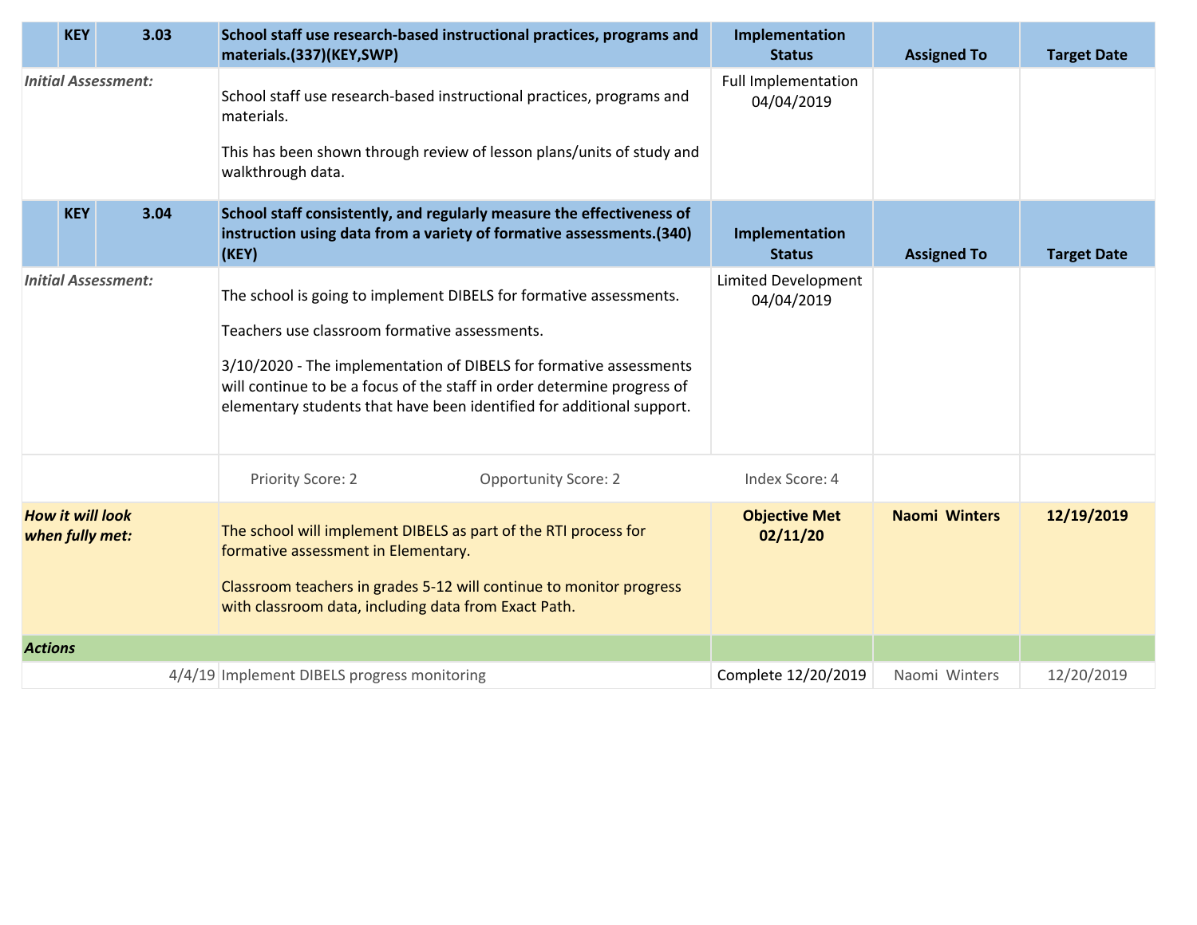| | KEY | 3.03 | School staff use research-based instructional practices, programs and materials.(337)(KEY,SWP) | Implementation Status | Assigned To | Target Date |
|---|---|---|---|---|---|---|
| *Initial Assessment:* | | | School staff use research-based instructional practices, programs and materials.<br><br>This has been shown through review of lesson plans/units of study and walkthrough data. | Full Implementation 04/04/2019 | | |

| | KEY | 3.04 | School staff consistently, and regularly measure the effectiveness of instruction using data from a variety of formative assessments.(340)(KEY) | Implementation Status | Assigned To | Target Date |
|---|---|---|---|---|---|---|
| *Initial Assessment:* | | | The school is going to implement DIBELS for formative assessments.<br><br>Teachers use classroom formative assessments.<br><br>3/10/2020 - The implementation of DIBELS for formative assessments will continue to be a focus of the staff in order determine progress of elementary students that have been identified for additional support. | Limited Development 04/04/2019 | | |
| | | | Priority Score: 2 Opportunity Score: 2 | Index Score: 4 | | |
| ***How it will look when fully met:*** | | | The school will implement DIBELS as part of the RTI process for formative assessment in Elementary.<br><br>Classroom teachers in grades 5-12 will continue to monitor progress with classroom data, including data from Exact Path. | **Objective Met 02/11/20** | **Naomi Winters** | **12/19/2019** |
| ***Actions*** | | | | | | |
| 4/4/19 | | | Implement DIBELS progress monitoring | Complete 12/20/2019 | Naomi Winters | 12/20/2019 |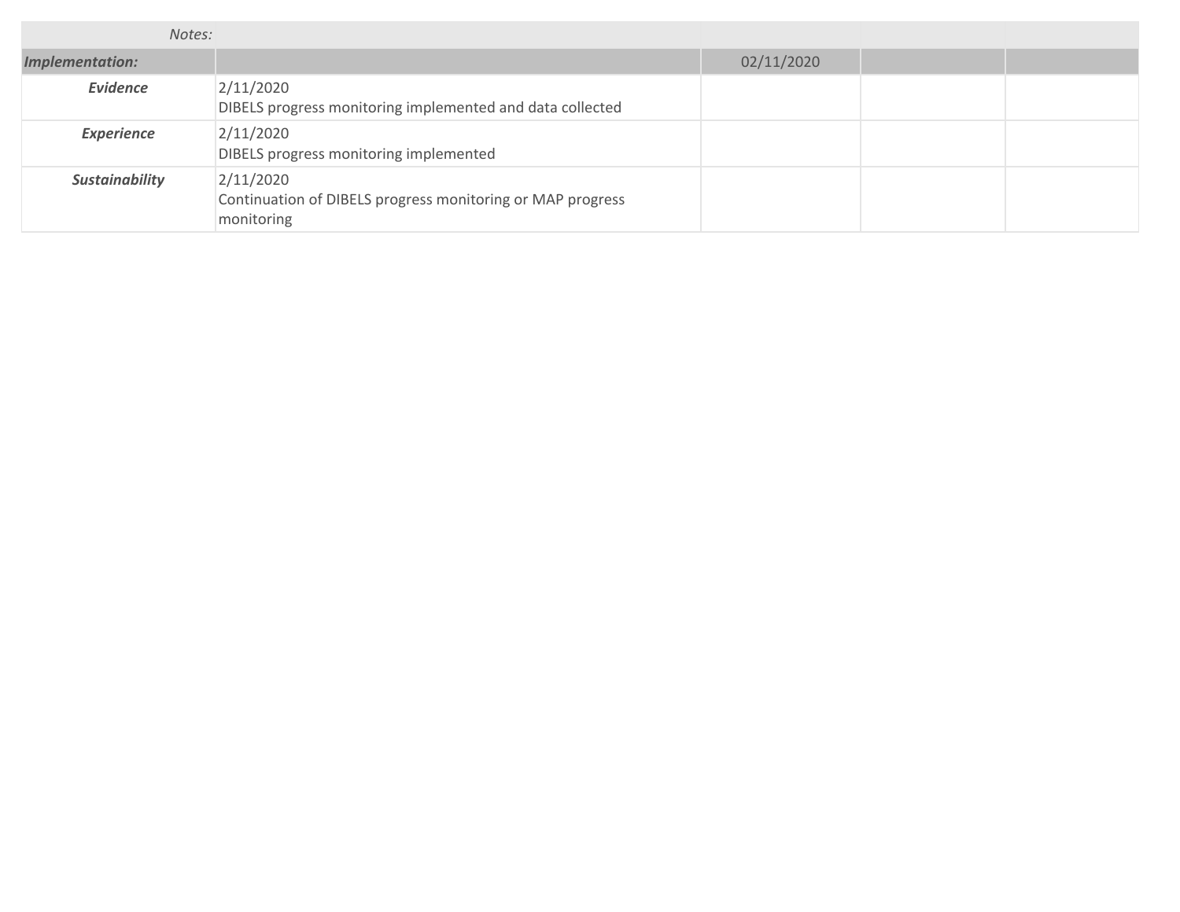| *Notes:* | | | | |
| --- | --- | --- | --- | --- |
| ***Implementation:*** | | 02/11/2020 | | |
| ***Evidence*** | 2/11/2020<br>DIBELS progress monitoring implemented and data collected | | | |
| ***Experience*** | 2/11/2020<br>DIBELS progress monitoring implemented | | | |
| ***Sustainability*** | 2/11/2020<br>Continuation of DIBELS progress monitoring or MAP progress monitoring | | | |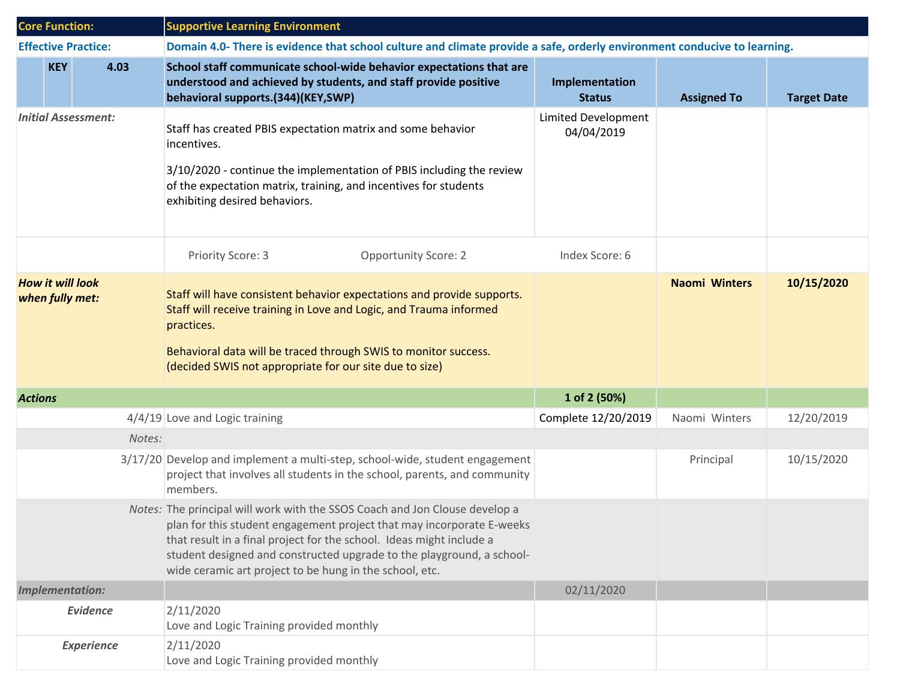| Core Function: | Supportive Learning Environment | | | |
| --- | --- | --- | --- | --- |
| **Effective Practice:** | **Domain 4.0- There is evidence that school culture and climate provide a safe, orderly environment conducive to learning.** | | | |
| **KEY 4.03** | **School staff communicate school-wide behavior expectations that are understood and achieved by students, and staff provide positive behavioral supports.(344)(KEY,SWP)** | **Implementation Status** | **Assigned To** | **Target Date** |
| *Initial Assessment:* | Staff has created PBIS expectation matrix and some behavior incentives.<br><br>3/10/2020 - continue the implementation of PBIS including the review of the expectation matrix, training, and incentives for students exhibiting desired behaviors. | Limited Development 04/04/2019 | | |
| | Priority Score: 3 Opportunity Score: 2 | Index Score: 6 | | |
| ***How it will look when fully met:*** | Staff will have consistent behavior expectations and provide supports. Staff will receive training in Love and Logic, and Trauma informed practices.<br><br>Behavioral data will be traced through SWIS to monitor success. (decided SWIS not appropriate for our site due to size) | | **Naomi Winters** | **10/15/2020** |
| ***Actions*** | | **1 of 2 (50%)** | | |
| 4/4/19 | Love and Logic training | Complete 12/20/2019 | Naomi Winters | 12/20/2019 |
| *Notes:* | | | | |
| 3/17/20 | Develop and implement a multi-step, school-wide, student engagement project that involves all students in the school, parents, and community members. | | Principal | 10/15/2020 |
| *Notes:* | The principal will work with the SSOS Coach and Jon Clouse develop a plan for this student engagement project that may incorporate E-weeks that result in a final project for the school. Ideas might include a student designed and constructed upgrade to the playground, a school-wide ceramic art project to be hung in the school, etc. | | | |
| ***Implementation:*** | | 02/11/2020 | | |
| ***Evidence*** | 2/11/2020<br>Love and Logic Training provided monthly | | | |
| ***Experience*** | 2/11/2020<br>Love and Logic Training provided monthly | | | |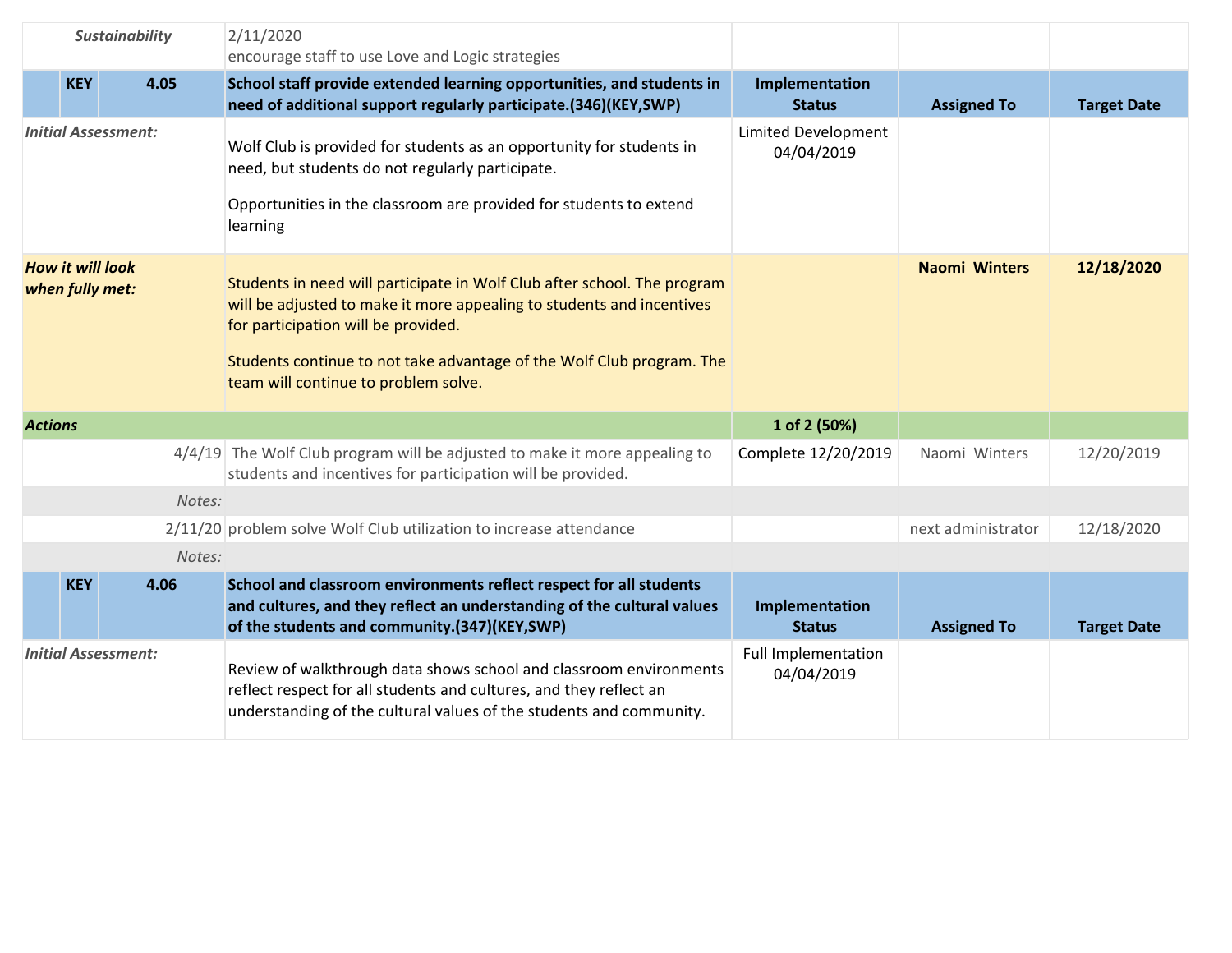| | | | | |
|---|---|---|---|---|
| ***Sustainability*** | 2/11/2020<br>encourage staff to use Love and Logic strategies | | | |
| **KEY 4.05** | **School staff provide extended learning opportunities, and students in need of additional support regularly participate.(346)(KEY,SWP)** | **Implementation Status** | **Assigned To** | **Target Date** |
| ***Initial Assessment:*** | Wolf Club is provided for students as an opportunity for students in need, but students do not regularly participate.<br><br>Opportunities in the classroom are provided for students to extend learning | Limited Development 04/04/2019 | | |
| ***How it will look when fully met:*** | Students in need will participate in Wolf Club after school. The program will be adjusted to make it more appealing to students and incentives for participation will be provided.<br><br>Students continue to not take advantage of the Wolf Club program. The team will continue to problem solve. | | **Naomi Winters** | **12/18/2020** |
| ***Actions*** | | **1 of 2 (50%)** | | |
| 4/4/19 | The Wolf Club program will be adjusted to make it more appealing to students and incentives for participation will be provided. | Complete 12/20/2019 | Naomi Winters | 12/20/2019 |
| *Notes:* | | | | |
| 2/11/20 | problem solve Wolf Club utilization to increase attendance | | next administrator | 12/18/2020 |
| *Notes:* | | | | |
| **KEY 4.06** | **School and classroom environments reflect respect for all students and cultures, and they reflect an understanding of the cultural values of the students and community.(347)(KEY,SWP)** | **Implementation Status** | **Assigned To** | **Target Date** |
| ***Initial Assessment:*** | Review of walkthrough data shows school and classroom environments reflect respect for all students and cultures, and they reflect an understanding of the cultural values of the students and community. | Full Implementation 04/04/2019 | | |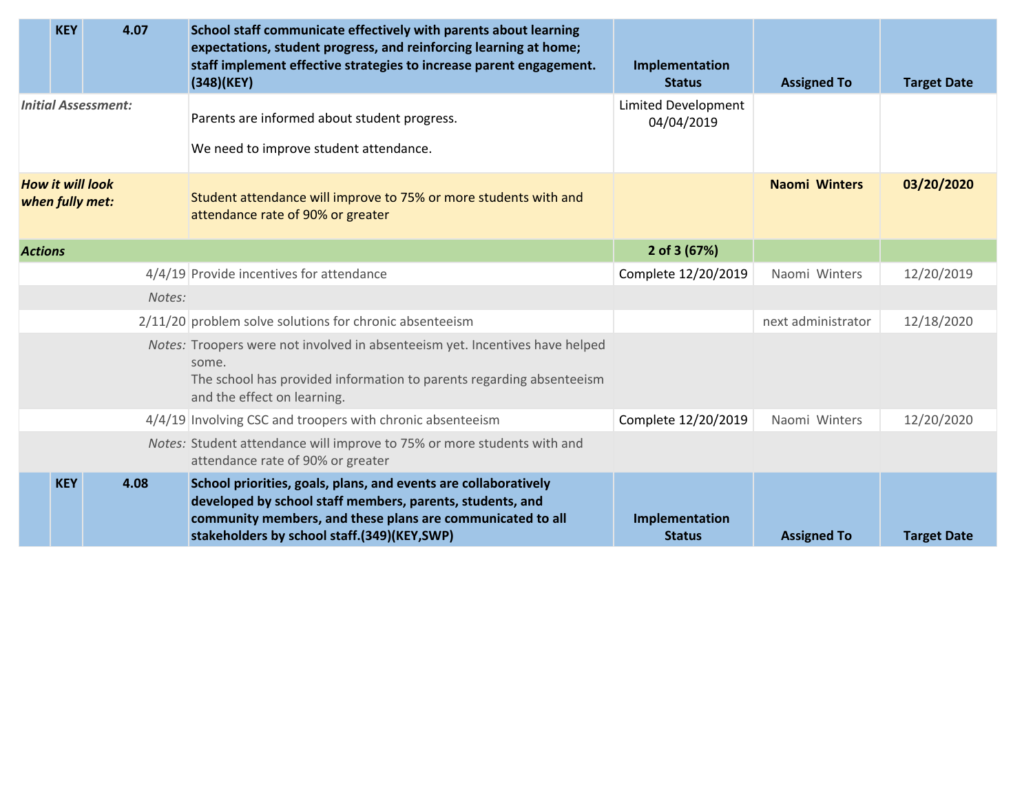| | KEY | 4.07 | School staff communicate effectively with parents about learning expectations, student progress, and reinforcing learning at home; staff implement effective strategies to increase parent engagement.(348)(KEY) | Implementation Status | Assigned To | Target Date |
|---|---|---|---|---|---|---|
| *Initial Assessment:* | | | Parents are informed about student progress.<br><br>We need to improve student attendance. | Limited Development 04/04/2019 | | |
| ***How it will look when fully met:*** | | | Student attendance will improve to 75% or more students with and attendance rate of 90% or greater | | **Naomi Winters** | **03/20/2020** |
| ***Actions*** | | | | **2 of 3 (67%)** | | |
| | | 4/4/19 | Provide incentives for attendance | Complete 12/20/2019 | Naomi Winters | 12/20/2019 |
| | | *Notes:* | | | | |
| | | 2/11/20 | problem solve solutions for chronic absenteeism | | next administrator | 12/18/2020 |
| | | *Notes:* | Troopers were not involved in absenteeism yet. Incentives have helped some.<br>The school has provided information to parents regarding absenteeism and the effect on learning. | | | |
| | | 4/4/19 | Involving CSC and troopers with chronic absenteeism | Complete 12/20/2019 | Naomi Winters | 12/20/2020 |
| | | *Notes:* | Student attendance will improve to 75% or more students with and attendance rate of 90% or greater | | | |

| | KEY | 4.08 | School priorities, goals, plans, and events are collaboratively developed by school staff members, parents, students, and community members, and these plans are communicated to all stakeholders by school staff.(349)(KEY,SWP) | Implementation Status | Assigned To | Target Date |
|---|---|---|---|---|---|---|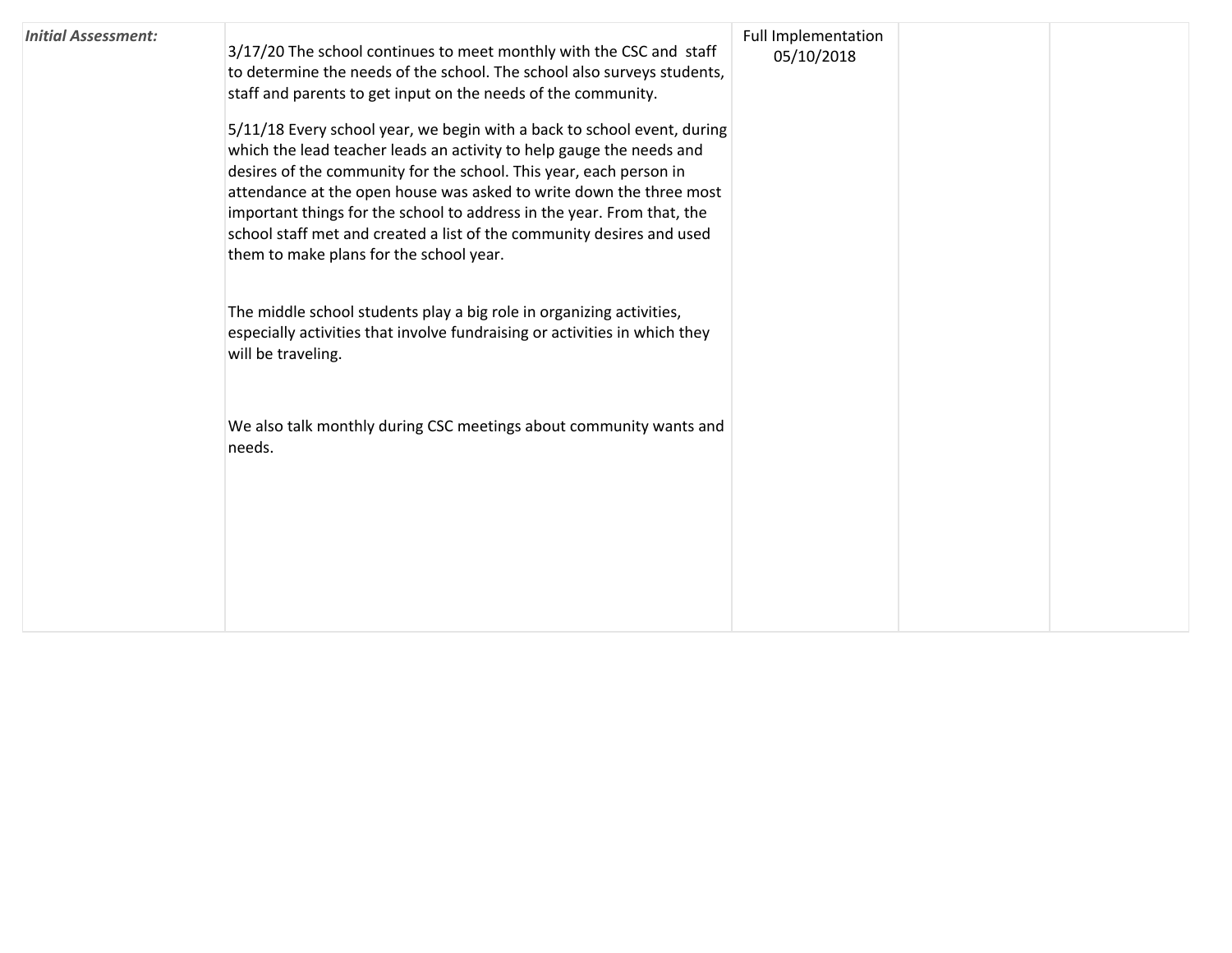| *Initial Assessment:* | 3/17/20 The school continues to meet monthly with the CSC and staff to determine the needs of the school. The school also surveys students, staff and parents to get input on the needs of the community.<br><br>5/11/18 Every school year, we begin with a back to school event, during which the lead teacher leads an activity to help gauge the needs and desires of the community for the school. This year, each person in attendance at the open house was asked to write down the three most important things for the school to address in the year. From that, the school staff met and created a list of the community desires and used them to make plans for the school year.<br><br>The middle school students play a big role in organizing activities, especially activities that involve fundraising or activities in which they will be traveling.<br><br>We also talk monthly during CSC meetings about community wants and needs. | Full Implementation 05/10/2018 | | |
|---|---|---|---|---|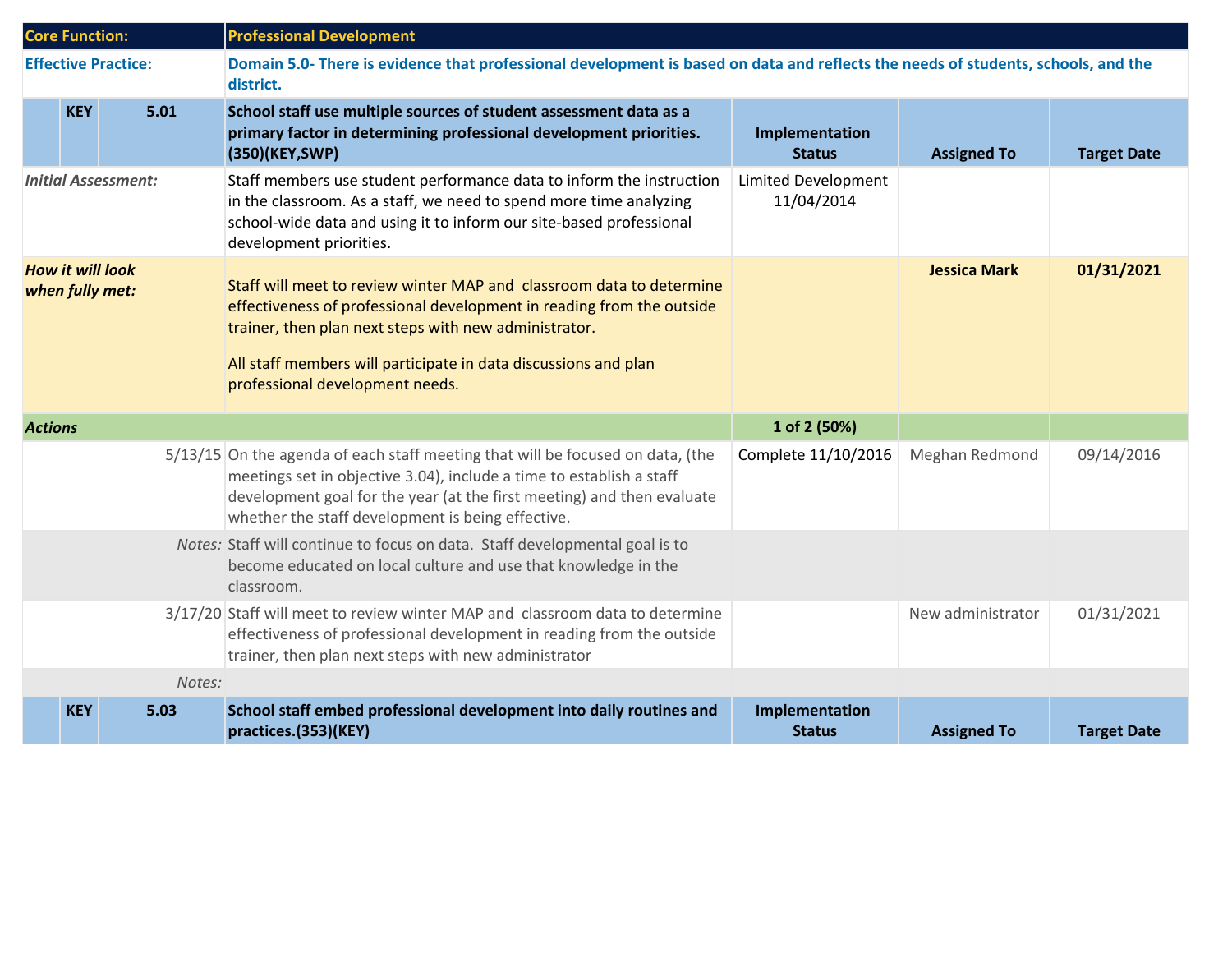| Core Function: | | | Professional Development | | | |
|---|---|---|---|---|---|---|
| **Effective Practice:** | | | **Domain 5.0- There is evidence that professional development is based on data and reflects the needs of students, schools, and the district.** | | | |
| | **KEY** | **5.01** | **School staff use multiple sources of student assessment data as a primary factor in determining professional development priorities.(350)(KEY,SWP)** | **Implementation Status** | **Assigned To** | **Target Date** |
| *Initial Assessment:* | | | Staff members use student performance data to inform the instruction in the classroom. As a staff, we need to spend more time analyzing school-wide data and using it to inform our site-based professional development priorities. | Limited Development 11/04/2014 | | |
| ***How it will look when fully met:*** | | | Staff will meet to review winter MAP and classroom data to determine effectiveness of professional development in reading from the outside trainer, then plan next steps with new administrator.<br><br>All staff members will participate in data discussions and plan professional development needs. | | **Jessica Mark** | **01/31/2021** |
| ***Actions*** | | | | **1 of 2 (50%)** | | |
| | | 5/13/15 | On the agenda of each staff meeting that will be focused on data, (the meetings set in objective 3.04), include a time to establish a staff development goal for the year (at the first meeting) and then evaluate whether the staff development is being effective. | Complete 11/10/2016 | Meghan Redmond | 09/14/2016 |
| | | *Notes:* | Staff will continue to focus on data. Staff developmental goal is to become educated on local culture and use that knowledge in the classroom. | | | |
| | | 3/17/20 | Staff will meet to review winter MAP and classroom data to determine effectiveness of professional development in reading from the outside trainer, then plan next steps with new administrator | | New administrator | 01/31/2021 |
| | | *Notes:* | | | | |
| | **KEY** | **5.03** | **School staff embed professional development into daily routines and practices.(353)(KEY)** | **Implementation Status** | **Assigned To** | **Target Date** |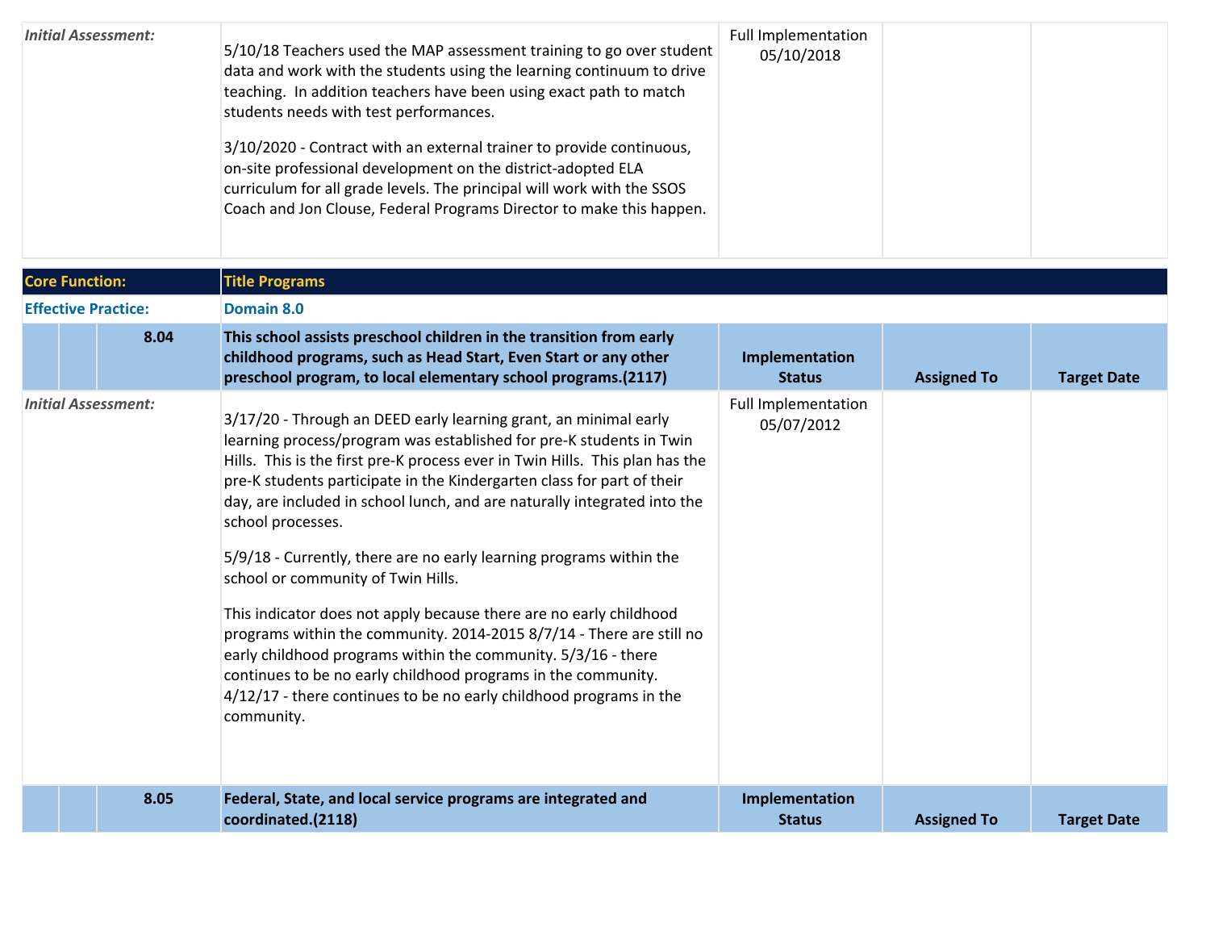| | | | |
|---|---|---|---|
| *Initial Assessment:* | 5/10/18 Teachers used the MAP assessment training to go over student data and work with the students using the learning continuum to drive teaching. In addition teachers have been using exact path to match students needs with test performances.<br><br>3/10/2020 - Contract with an external trainer to provide continuous, on-site professional development on the district-adopted ELA curriculum for all grade levels. The principal will work with the SSOS Coach and Jon Clouse, Federal Programs Director to make this happen. | Full Implementation 05/10/2018 | | |

| | | | | |
|---|---|---|---|---|
| **Core Function:** | **Title Programs** | | | |
| **Effective Practice:** | **Domain 8.0** | | | |
| **8.04** | **This school assists preschool children in the transition from early childhood programs, such as Head Start, Even Start or any other preschool program, to local elementary school programs.(2117)** | **Implementation Status** | **Assigned To** | **Target Date** |
| *Initial Assessment:* | 3/17/20 - Through an DEED early learning grant, an minimal early learning process/program was established for pre-K students in Twin Hills. This is the first pre-K process ever in Twin Hills. This plan has the pre-K students participate in the Kindergarten class for part of their day, are included in school lunch, and are naturally integrated into the school processes.<br><br>5/9/18 - Currently, there are no early learning programs within the school or community of Twin Hills.<br><br>This indicator does not apply because there are no early childhood programs within the community. 2014-2015 8/7/14 - There are still no early childhood programs within the community. 5/3/16 - there continues to be no early childhood programs in the community. 4/12/17 - there continues to be no early childhood programs in the community. | Full Implementation 05/07/2012 | | |
| **8.05** | **Federal, State, and local service programs are integrated and coordinated.(2118)** | **Implementation Status** | **Assigned To** | **Target Date** |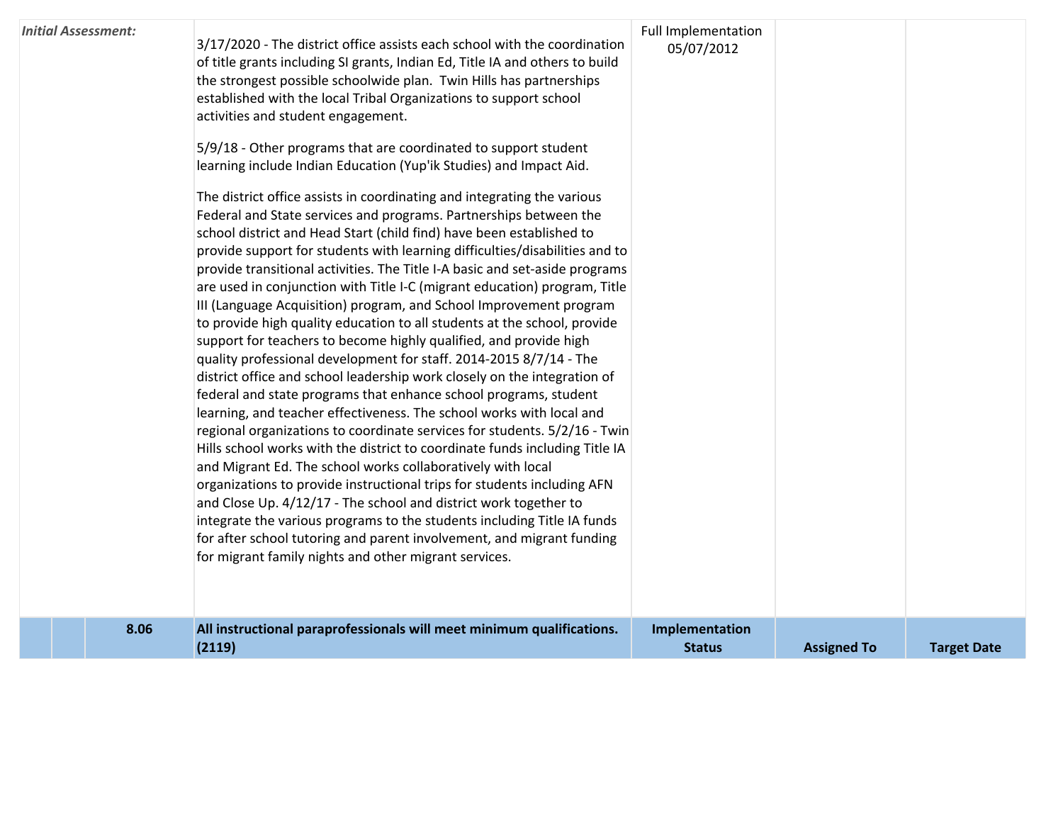| *Initial Assessment:* | 3/17/2020 - The district office assists each school with the coordination of title grants including SI grants, Indian Ed, Title IA and others to build the strongest possible schoolwide plan.  Twin Hills has partnerships established with the local Tribal Organizations to support school activities and student engagement.<br><br>5/9/18 - Other programs that are coordinated to support student learning include Indian Education (Yup'ik Studies) and Impact Aid.<br><br>The district office assists in coordinating and integrating the various Federal and State services and programs. Partnerships between the school district and Head Start (child find) have been established to provide support for students with learning difficulties/disabilities and to provide transitional activities. The Title I-A basic and set-aside programs are used in conjunction with Title I-C (migrant education) program, Title III (Language Acquisition) program, and School Improvement program to provide high quality education to all students at the school, provide support for teachers to become highly qualified, and provide high quality professional development for staff. 2014-2015 8/7/14 - The district office and school leadership work closely on the integration of federal and state programs that enhance school programs, student learning, and teacher effectiveness. The school works with local and regional organizations to coordinate services for students. 5/2/16 - Twin Hills school works with the district to coordinate funds including Title IA and Migrant Ed. The school works collaboratively with local organizations to provide instructional trips for students including AFN and Close Up. 4/12/17 - The school and district work together to integrate the various programs to the students including Title IA funds for after school tutoring and parent involvement, and migrant funding for migrant family nights and other migrant services. | Full Implementation 05/07/2012 | | |
|---|---|---|---|---|
| **8.06** | **All instructional paraprofessionals will meet minimum qualifications. (2119)** | **Implementation Status** | **Assigned To** | **Target Date** |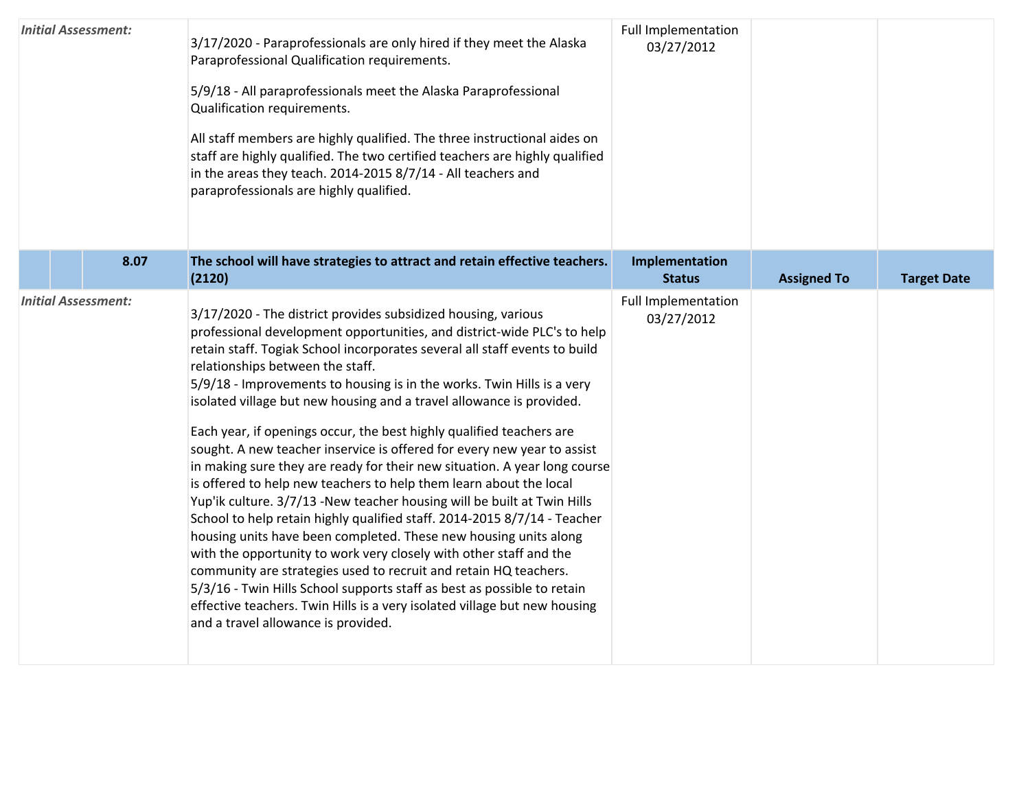| | | | | | | |
|---|---|---|---|---|---|---|
| ***Initial Assessment:*** | | | 3/17/2020 - Paraprofessionals are only hired if they meet the Alaska Paraprofessional Qualification requirements.<br><br>5/9/18 - All paraprofessionals meet the Alaska Paraprofessional Qualification requirements.<br><br>All staff members are highly qualified. The three instructional aides on staff are highly qualified. The two certified teachers are highly qualified in the areas they teach. 2014-2015 8/7/14 - All teachers and paraprofessionals are highly qualified. | Full Implementation 03/27/2012 | | |
| | | **8.07** | **The school will have strategies to attract and retain effective teachers. (2120)** | **Implementation Status** | **Assigned To** | **Target Date** |
| ***Initial Assessment:*** | | | 3/17/2020 - The district provides subsidized housing, various professional development opportunities, and district-wide PLC's to help retain staff. Togiak School incorporates several all staff events to build relationships between the staff.<br>5/9/18 - Improvements to housing is in the works. Twin Hills is a very isolated village but new housing and a travel allowance is provided.<br><br>Each year, if openings occur, the best highly qualified teachers are sought. A new teacher inservice is offered for every new year to assist in making sure they are ready for their new situation. A year long course is offered to help new teachers to help them learn about the local Yup'ik culture. 3/7/13 -New teacher housing will be built at Twin Hills School to help retain highly qualified staff. 2014-2015 8/7/14 - Teacher housing units have been completed. These new housing units along with the opportunity to work very closely with other staff and the community are strategies used to recruit and retain HQ teachers. 5/3/16 - Twin Hills School supports staff as best as possible to retain effective teachers. Twin Hills is a very isolated village but new housing and a travel allowance is provided. | Full Implementation 03/27/2012 | | |